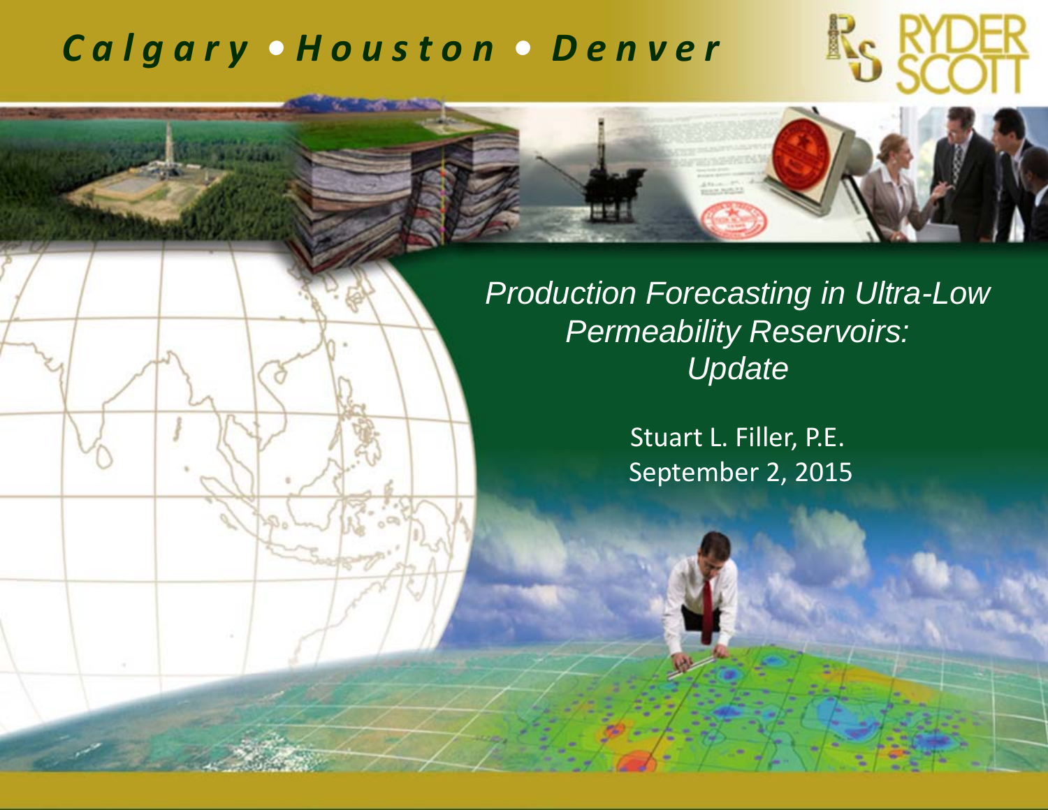*Calgary • Houston • Denver*

RYDER SCOTT

# *Production Forecasting in Ultra-Low Permeability Reservoirs: Update*

Stuart L. Filler, P.E.

September 2, 2015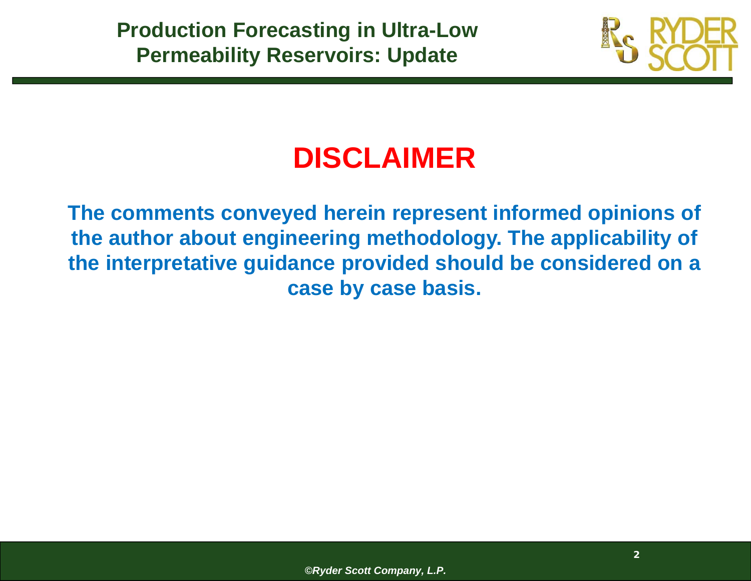# DISCLAIMER

**The comments conveyed herein represent informed opinions of the author about engineering methodology. The applicability of the interpretative guidance provided should be considered on a case by case basis.**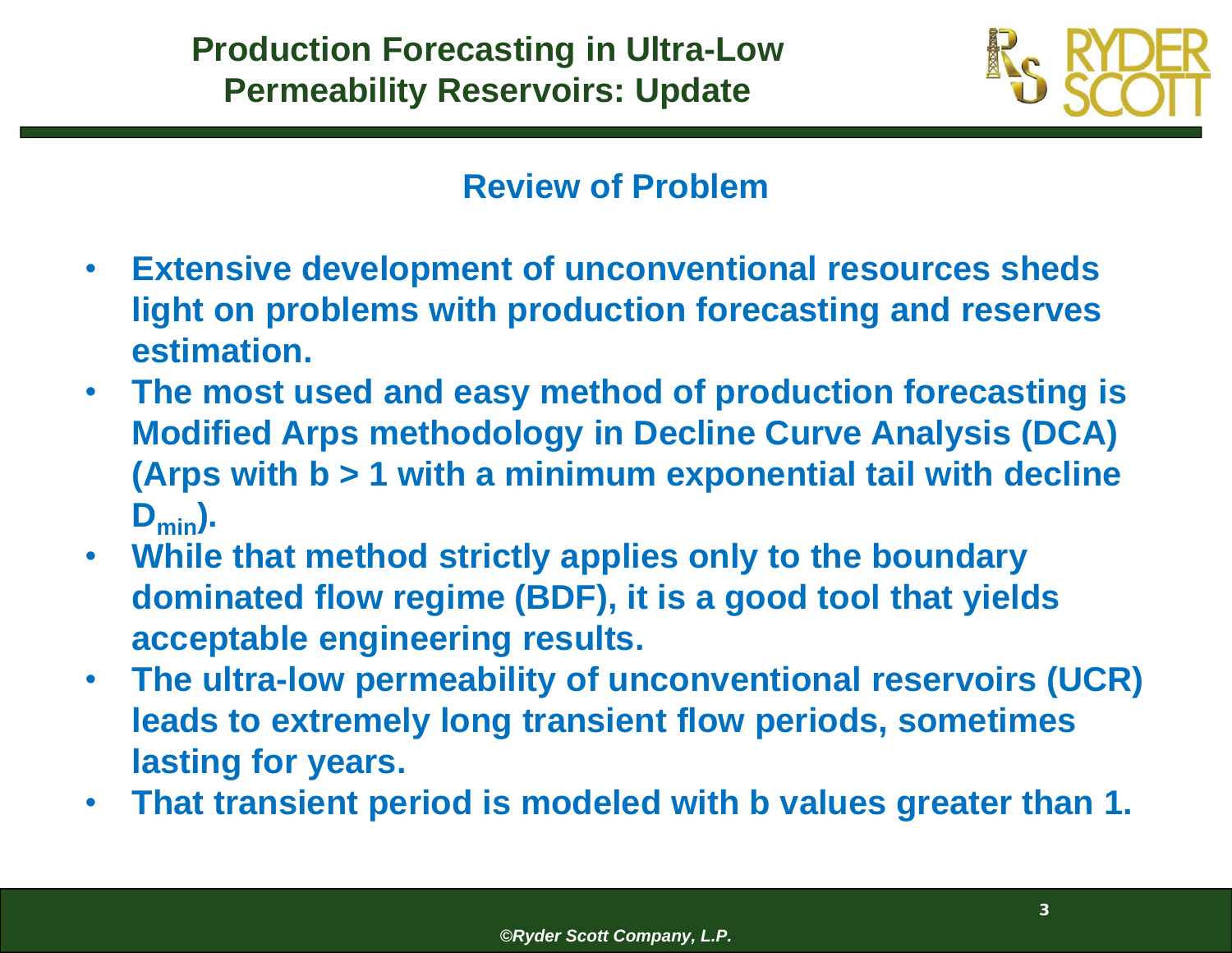# Production Forecasting in Ultra-Low Permeability Reservoirs: Update

## Review of Problem

- **Extensive development of unconventional resources sheds light on problems with production forecasting and reserves estimation.**
- **The most used and easy method of production forecasting is Modified Arps methodology in Decline Curve Analysis (DCA) (Arps with $b > 1$ with a minimum exponential tail with decline $D_{min}$).**
- **While that method strictly applies only to the boundary dominated flow regime (BDF), it is a good tool that yields acceptable engineering results.**
- **The ultra-low permeability of unconventional reservoirs (UCR) leads to extremely long transient flow periods, sometimes lasting for years.**
- **That transient period is modeled with b values greater than 1.**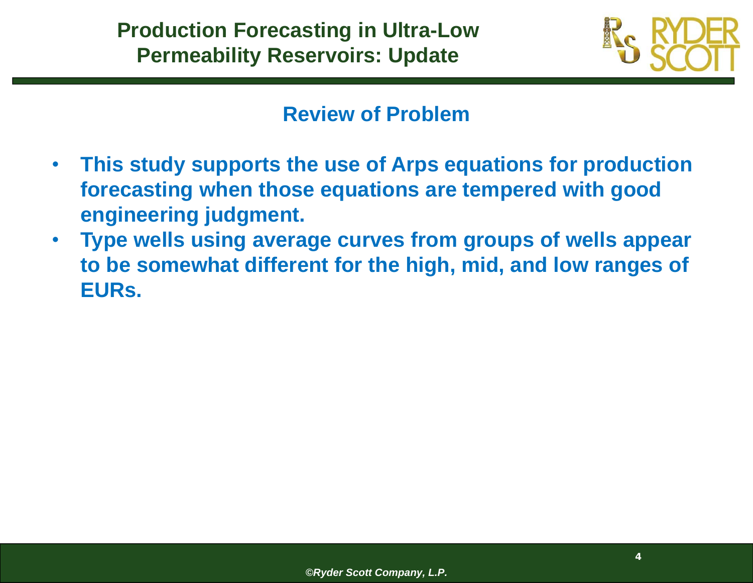## Review of Problem

- **This study supports the use of Arps equations for production forecasting when those equations are tempered with good engineering judgment.**
- **Type wells using average curves from groups of wells appear to be somewhat different for the high, mid, and low ranges of EURs.**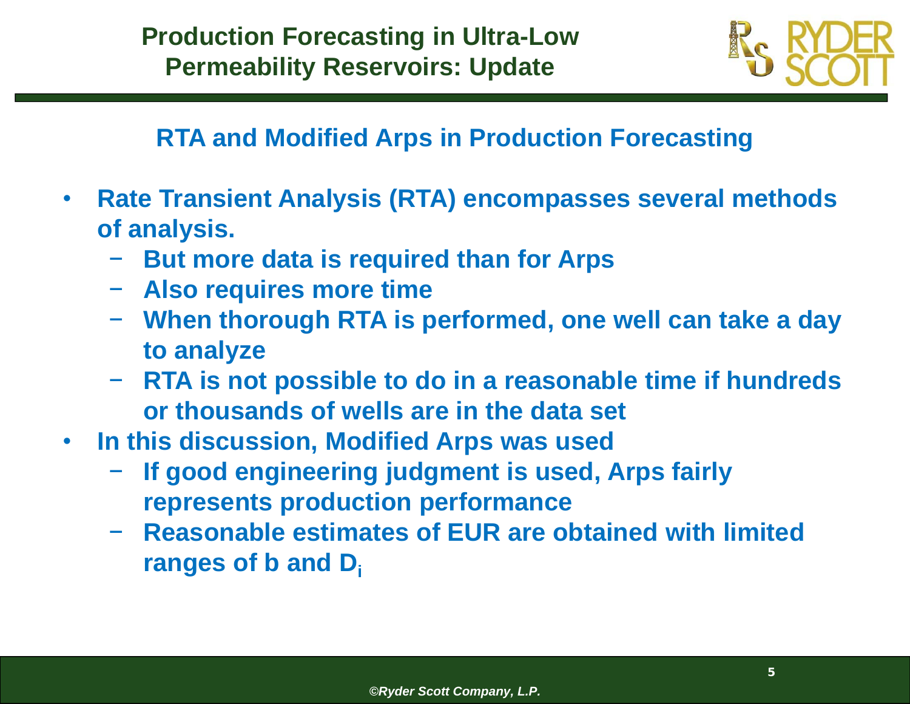## RTA and Modified Arps in Production Forecasting

- **Rate Transient Analysis (RTA) encompasses several methods of analysis.**
  - **But more data is required than for Arps**
  - **Also requires more time**
  - **When thorough RTA is performed, one well can take a day to analyze**
  - **RTA is not possible to do in a reasonable time if hundreds or thousands of wells are in the data set**
- **In this discussion, Modified Arps was used**
  - **If good engineering judgment is used, Arps fairly represents production performance**
  - **Reasonable estimates of EUR are obtained with limited ranges of b and $D_i$**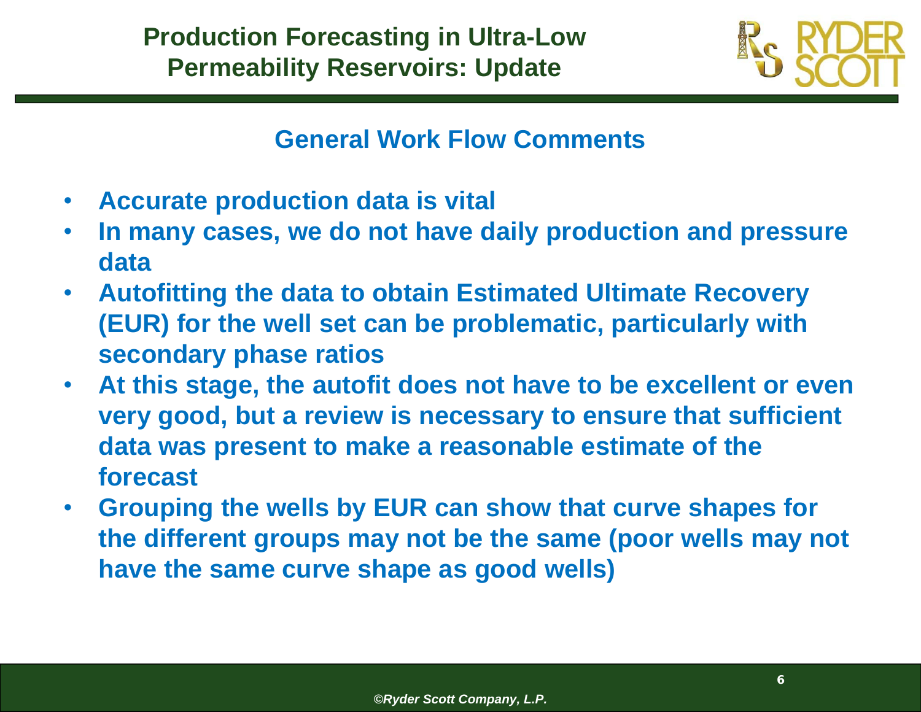## General Work Flow Comments

- **Accurate production data is vital**
- **In many cases, we do not have daily production and pressure data**
- **Autofitting the data to obtain Estimated Ultimate Recovery (EUR) for the well set can be problematic, particularly with secondary phase ratios**
- **At this stage, the autofit does not have to be excellent or even very good, but a review is necessary to ensure that sufficient data was present to make a reasonable estimate of the forecast**
- **Grouping the wells by EUR can show that curve shapes for the different groups may not be the same (poor wells may not have the same curve shape as good wells)**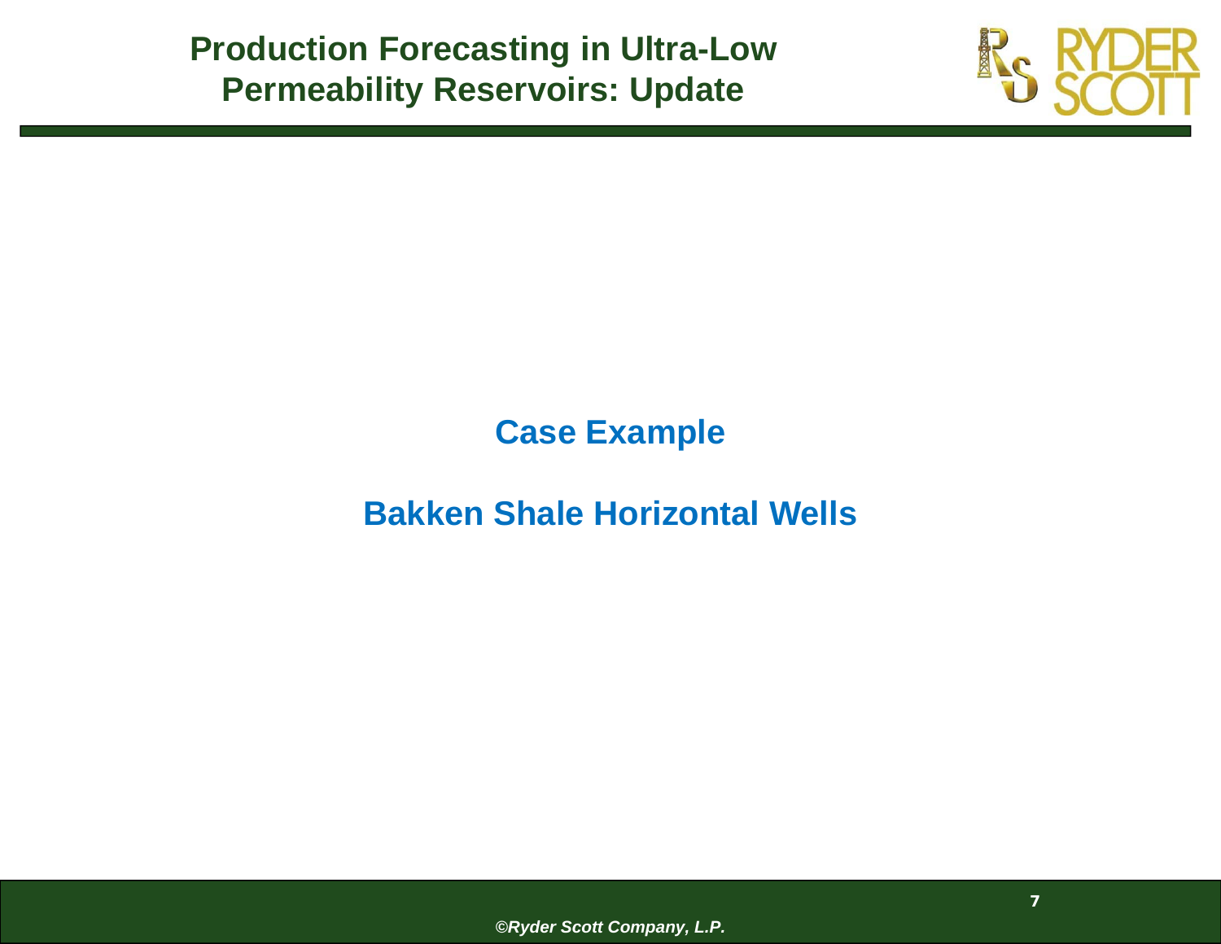## Case Example

## Bakken Shale Horizontal Wells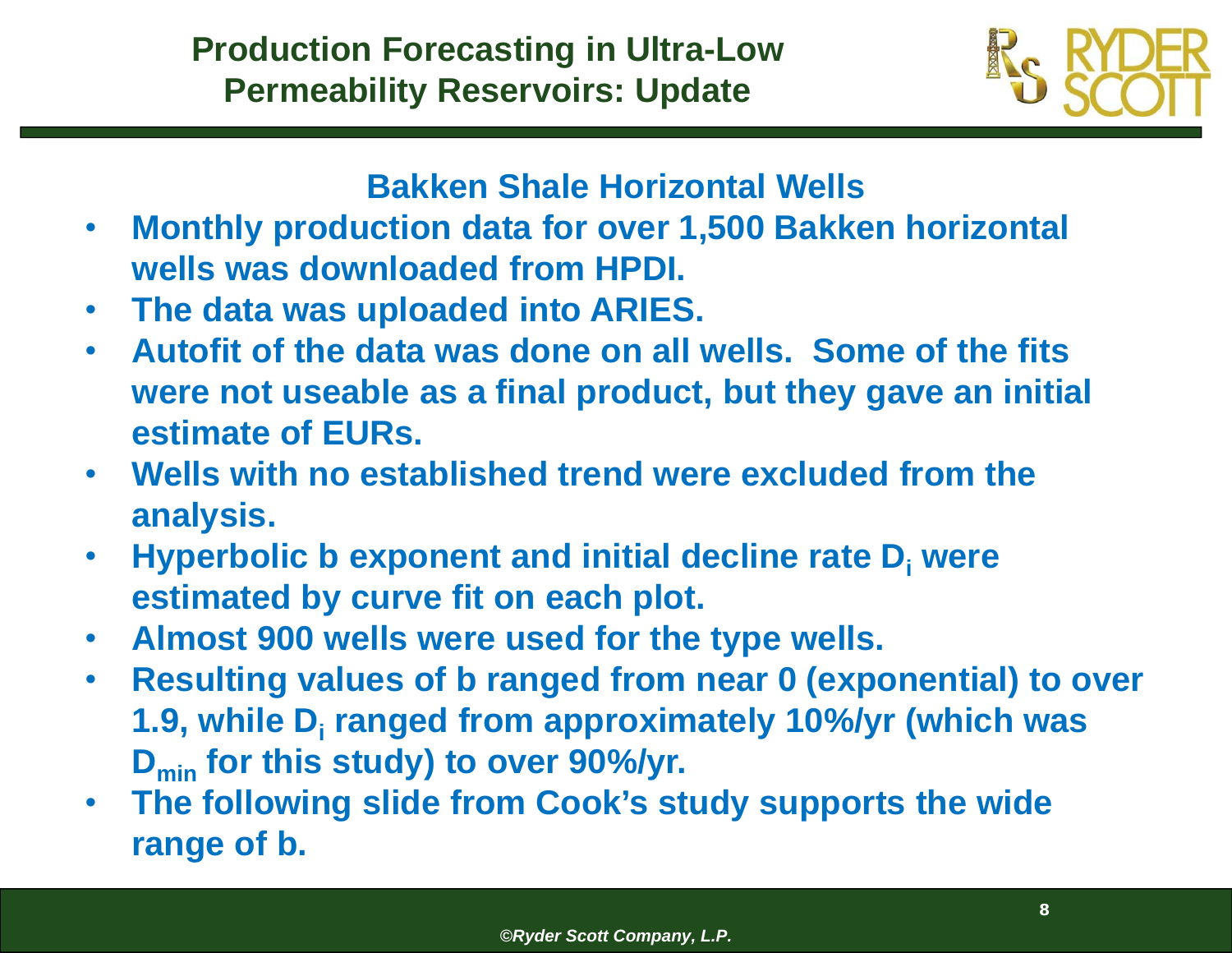## Production Forecasting in Ultra-Low Permeability Reservoirs: Update

### Bakken Shale Horizontal Wells

- Monthly production data for over 1,500 Bakken horizontal wells was downloaded from HPDI.
- The data was uploaded into ARIES.
- Autofit of the data was done on all wells. Some of the fits were not useable as a final product, but they gave an initial estimate of EURs.
- Wells with no established trend were excluded from the analysis.
- Hyperbolic b exponent and initial decline rate $D_i$ were estimated by curve fit on each plot.
- Almost 900 wells were used for the type wells.
- Resulting values of b ranged from near 0 (exponential) to over 1.9, while $D_i$ ranged from approximately 10%/yr (which was $D_{min}$ for this study) to over 90%/yr.
- The following slide from Cook's study supports the wide range of b.

*©Ryder Scott Company, L.P.*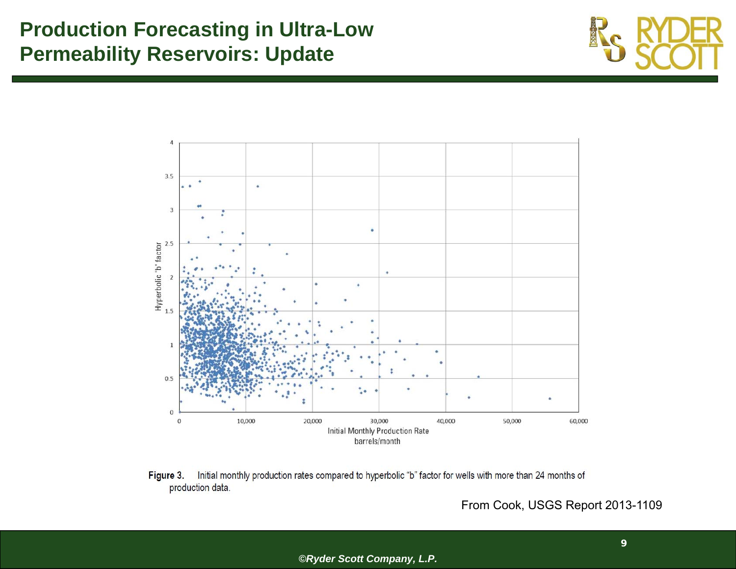# Production Forecasting in Ultra-Low Permeability Reservoirs: Update

**Figure 3.** Initial monthly production rates compared to hyperbolic “b” factor for wells with more than 24 months of production data.

From Cook, USGS Report 2013-1109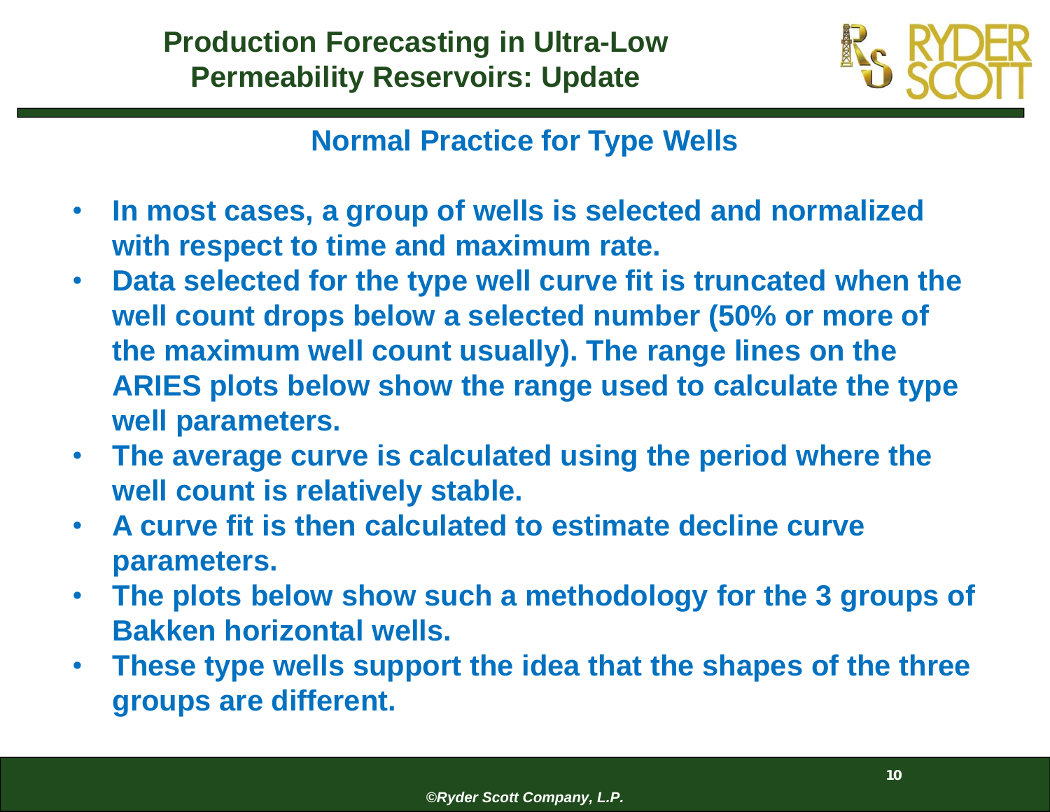## Normal Practice for Type Wells

- In most cases, a group of wells is selected and normalized with respect to time and maximum rate.
- Data selected for the type well curve fit is truncated when the well count drops below a selected number (50% or more of the maximum well count usually). The range lines on the ARIES plots below show the range used to calculate the type well parameters.
- The average curve is calculated using the period where the well count is relatively stable.
- A curve fit is then calculated to estimate decline curve parameters.
- The plots below show such a methodology for the 3 groups of Bakken horizontal wells.
- These type wells support the idea that the shapes of the three groups are different.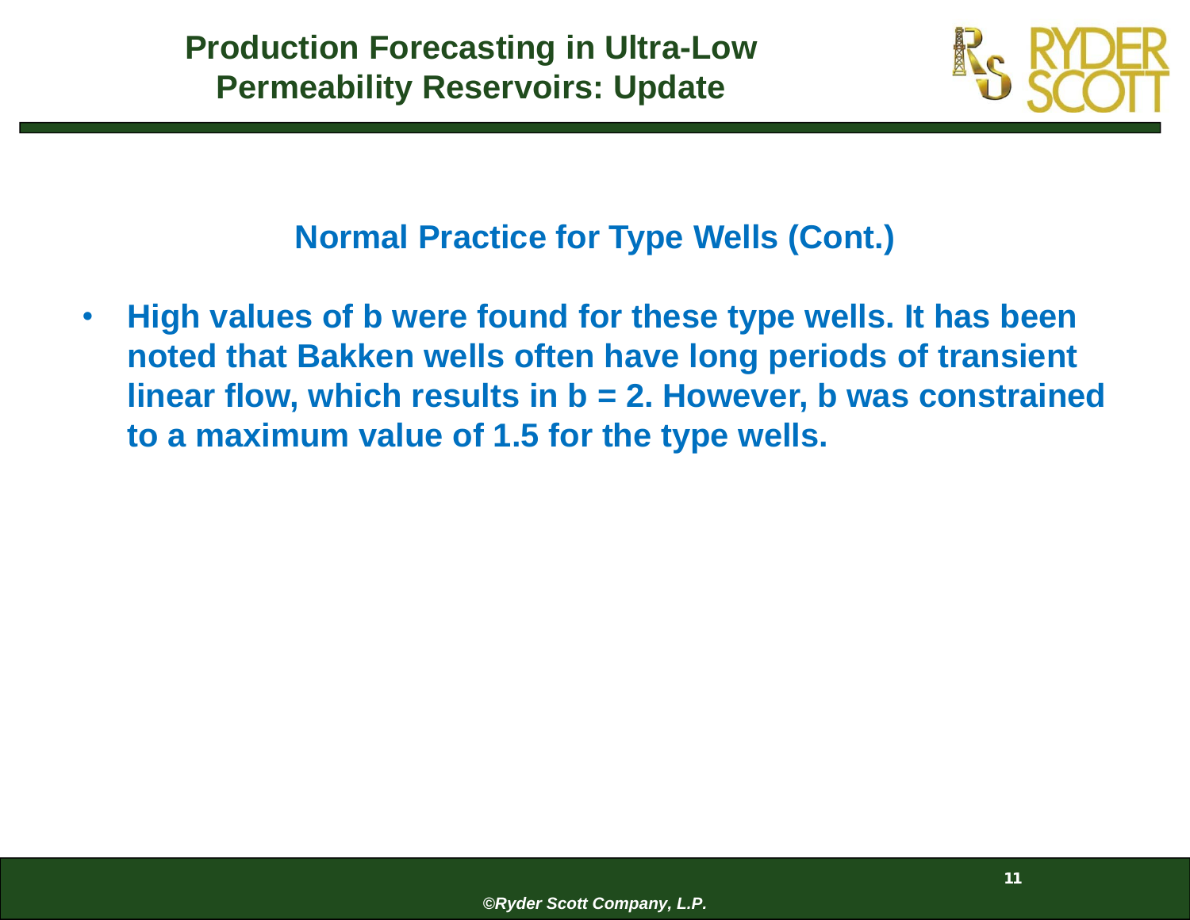## Normal Practice for Type Wells (Cont.)

- **High values of b were found for these type wells. It has been noted that Bakken wells often have long periods of transient linear flow, which results in $b = 2$. However, b was constrained to a maximum value of 1.5 for the type wells.**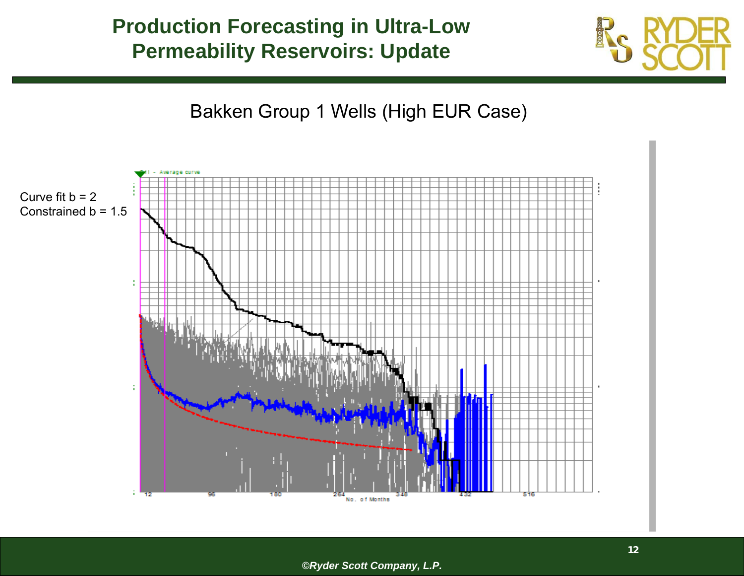# Production Forecasting in Ultra-Low Permeability Reservoirs: Update

## Bakken Group 1 Wells (High EUR Case)

Curve fit b = 2
Constrained b = 1.5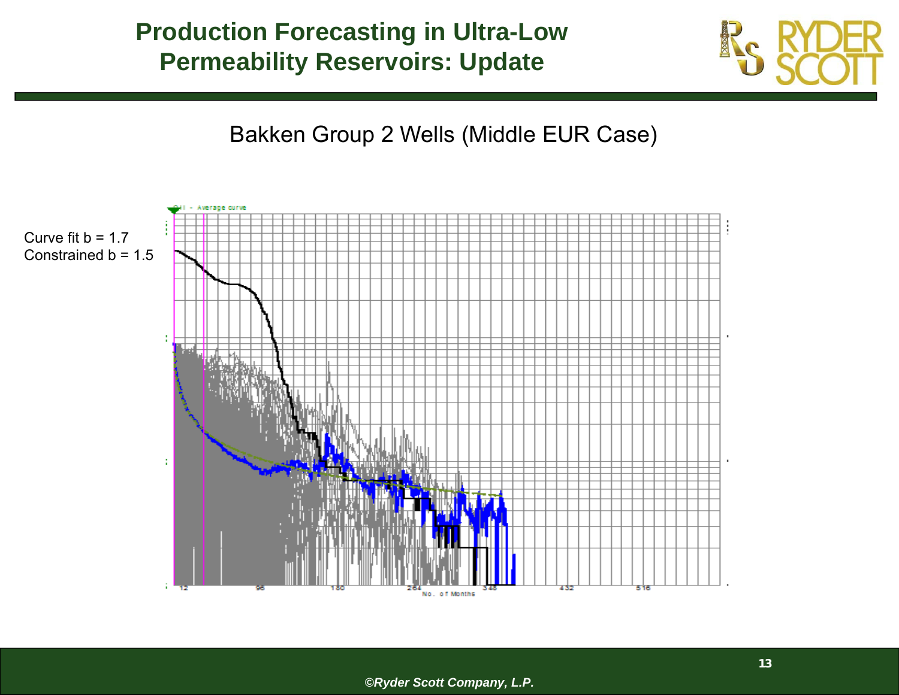## Bakken Group 2 Wells (Middle EUR Case)

Curve fit b = 1.7
Constrained b = 1.5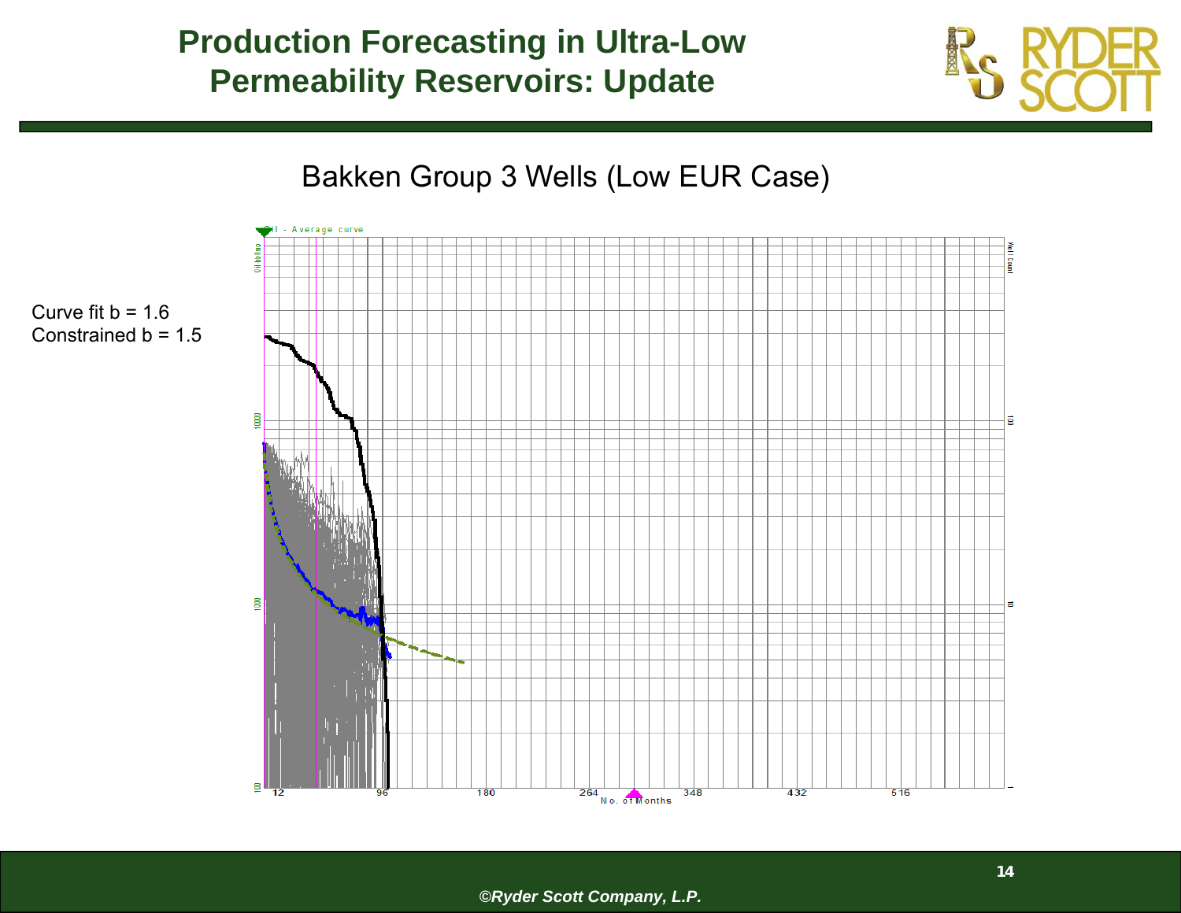# Production Forecasting in Ultra-Low Permeability Reservoirs: Update

## Bakken Group 3 Wells (Low EUR Case)

Curve fit b = 1.6
Constrained b = 1.5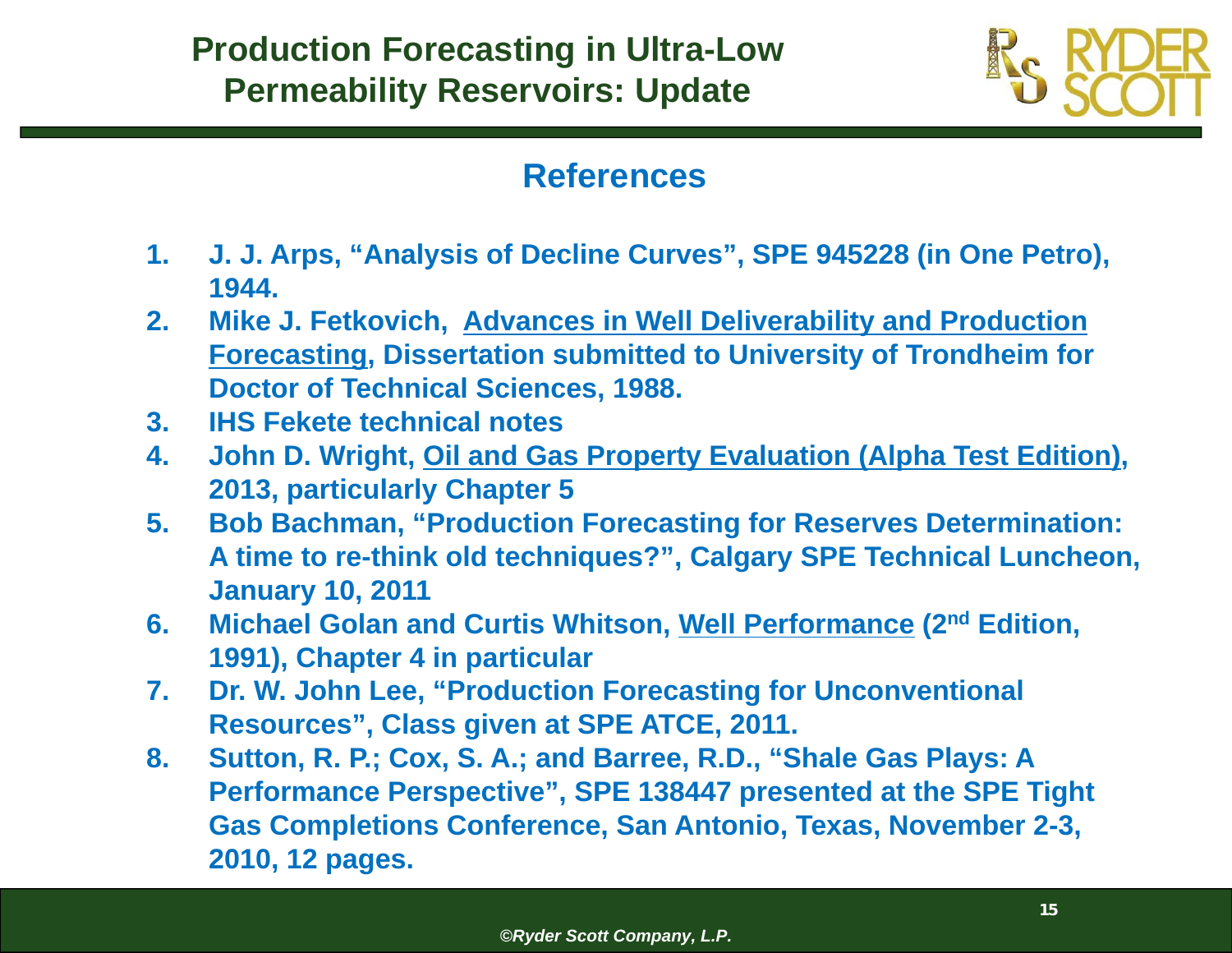## References

1. J. J. Arps, "Analysis of Decline Curves", SPE 945228 (in One Petro), 1944.
2. Mike J. Fetkovich, Advances in Well Deliverability and Production Forecasting, Dissertation submitted to University of Trondheim for Doctor of Technical Sciences, 1988.
3. IHS Fekete technical notes
4. John D. Wright, Oil and Gas Property Evaluation (Alpha Test Edition), 2013, particularly Chapter 5
5. Bob Bachman, "Production Forecasting for Reserves Determination: A time to re-think old techniques?", Calgary SPE Technical Luncheon, January 10, 2011
6. Michael Golan and Curtis Whitson, Well Performance (2nd Edition, 1991), Chapter 4 in particular
7. Dr. W. John Lee, "Production Forecasting for Unconventional Resources", Class given at SPE ATCE, 2011.
8. Sutton, R. P.; Cox, S. A.; and Barree, R.D., "Shale Gas Plays: A Performance Perspective", SPE 138447 presented at the SPE Tight Gas Completions Conference, San Antonio, Texas, November 2-3, 2010, 12 pages.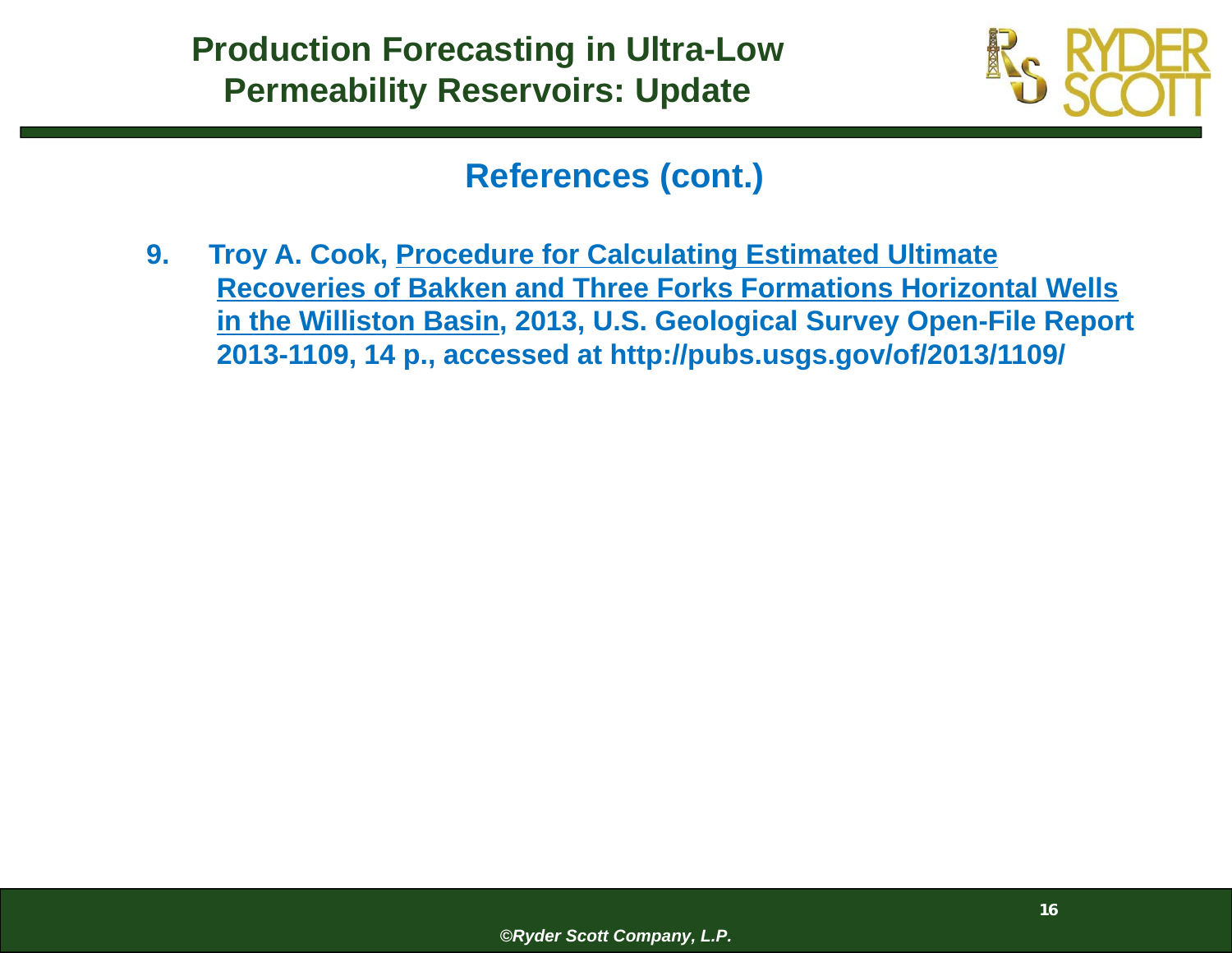## References (cont.)

9. Troy A. Cook, Procedure for Calculating Estimated Ultimate Recoveries of Bakken and Three Forks Formations Horizontal Wells in the Williston Basin, 2013, U.S. Geological Survey Open-File Report 2013-1109, 14 p., accessed at http://pubs.usgs.gov/of/2013/1109/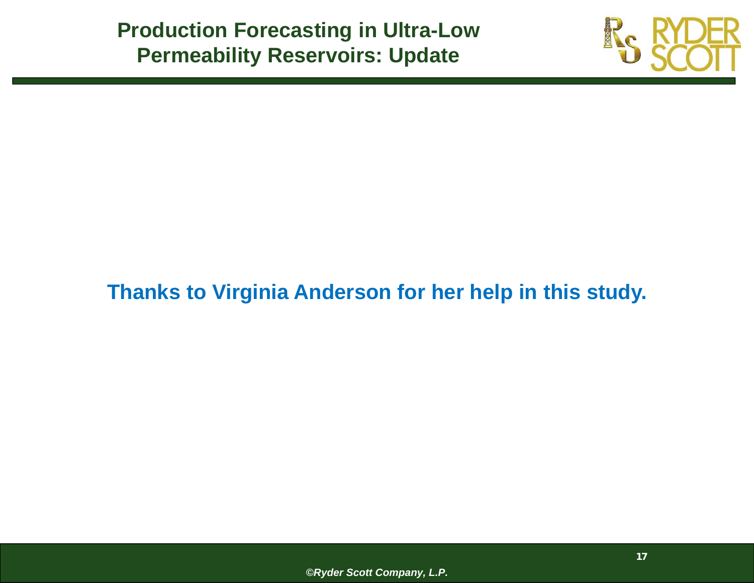**Thanks to Virginia Anderson for her help in this study.**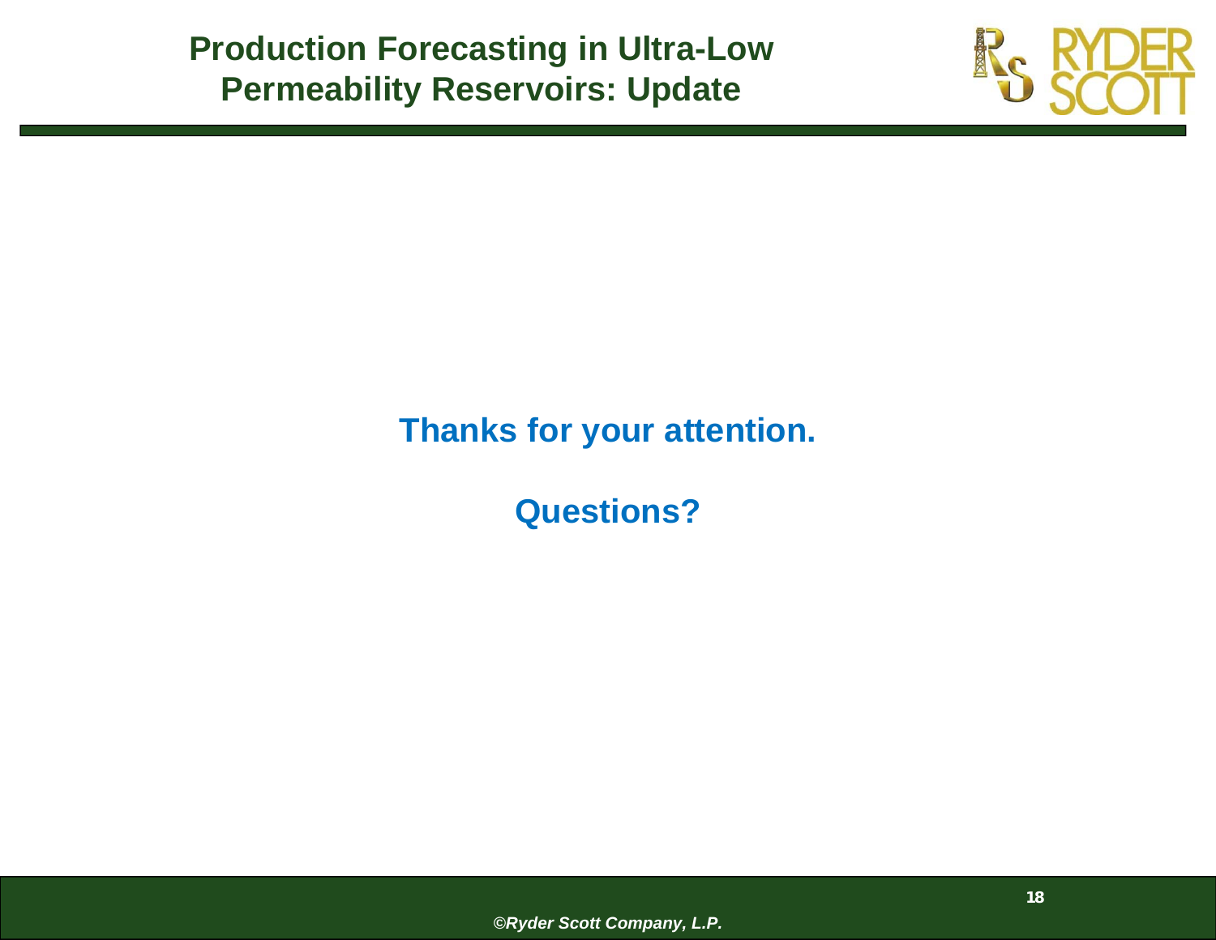**Thanks for your attention.**

**Questions?**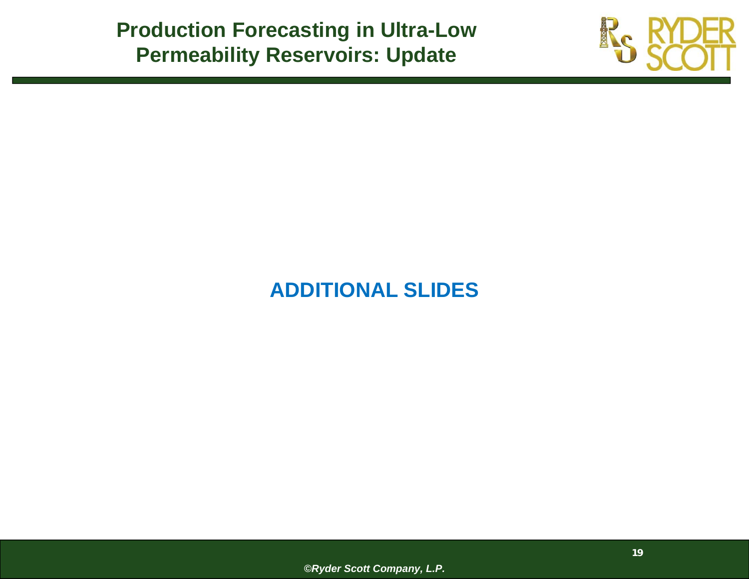# ADDITIONAL SLIDES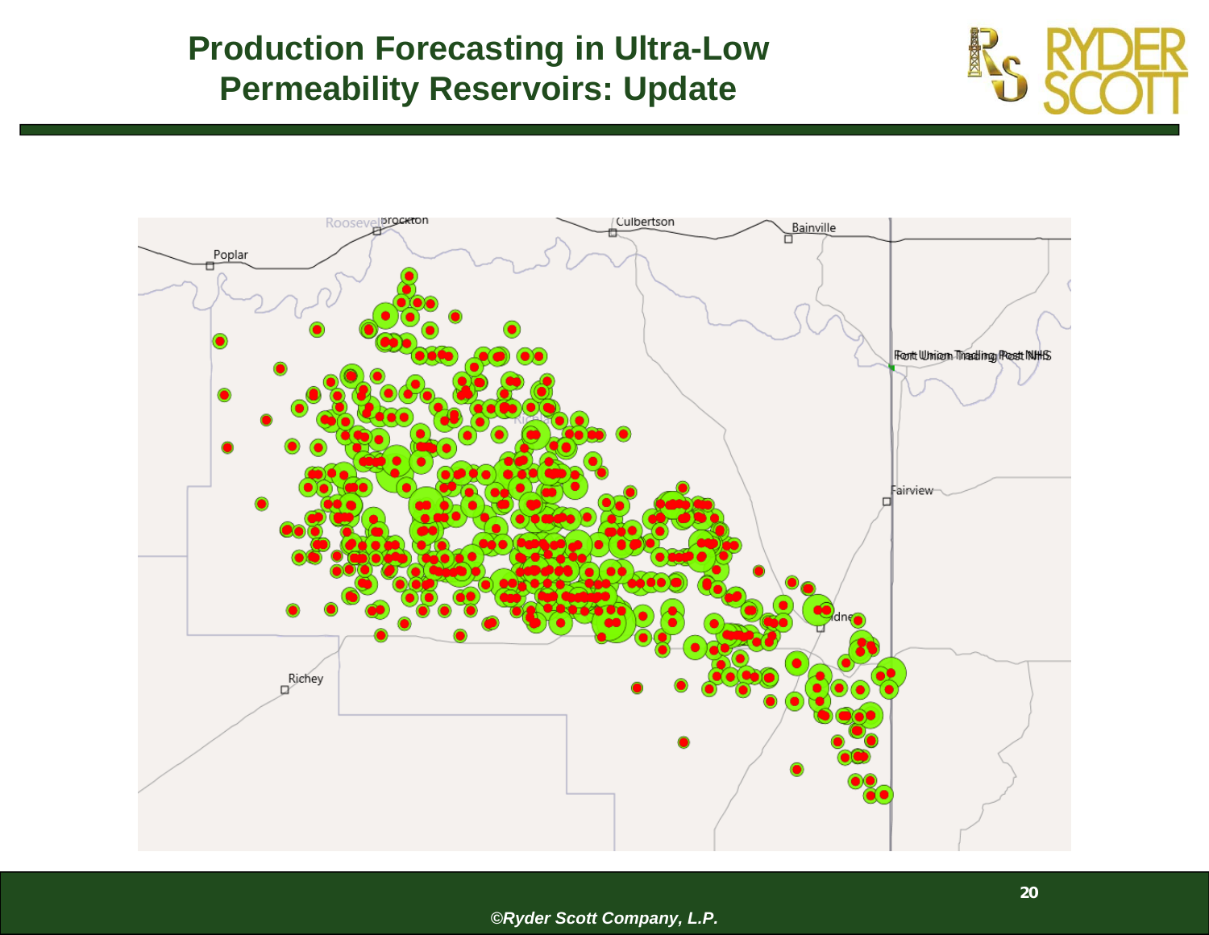# Production Forecasting in Ultra-Low Permeability Reservoirs: Update

Roosevelt
Brockton
Culbertson
Bainville
Poplar
Fort Union Trading Post NHS
Fairview
Sidney
Richey

©Ryder Scott Company, L.P.